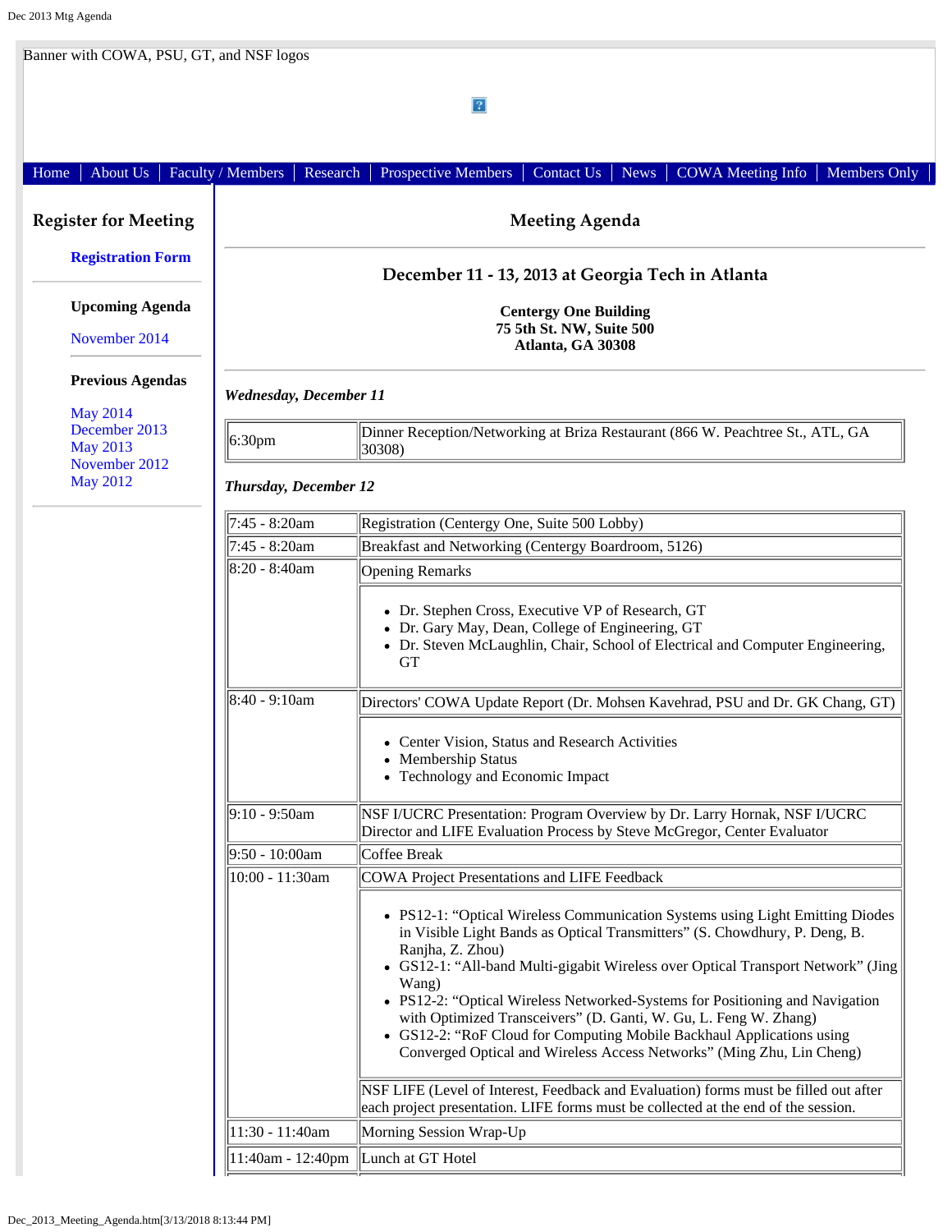Banner with COWA, PSU, GT, and NSF logos

Home | About Us | Faculty / Members | Research | Prospective Members | Contact Us | News | COWA Meeting Info | Members Only

## Register for Meeting

**Registration Form**

**Upcoming Agenda**

November 2014

**Previous Agendas**

May 2014
December 2013
May 2013
November 2012
May 2012

## Meeting Agenda

### December 11 - 13, 2013 at Georgia Tech in Atlanta

**Centergy One Building**
**75 5th St. NW, Suite 500**
**Atlanta, GA 30308**

***Wednesday, December 11***

| | |
|---|---|
| 6:30pm | Dinner Reception/Networking at Briza Restaurant (866 W. Peachtree St., ATL, GA 30308) |

***Thursday, December 12***

| | |
|---|---|
| 7:45 - 8:20am | Registration (Centergy One, Suite 500 Lobby) |
| 7:45 - 8:20am | Breakfast and Networking (Centergy Boardroom, 5126) |
| 8:20 - 8:40am | Opening Remarks<br>• Dr. Stephen Cross, Executive VP of Research, GT<br>• Dr. Gary May, Dean, College of Engineering, GT<br>• Dr. Steven McLaughlin, Chair, School of Electrical and Computer Engineering, GT |
| 8:40 - 9:10am | Directors' COWA Update Report (Dr. Mohsen Kavehrad, PSU and Dr. GK Chang, GT)<br>• Center Vision, Status and Research Activities<br>• Membership Status<br>• Technology and Economic Impact |
| 9:10 - 9:50am | NSF I/UCRC Presentation: Program Overview by Dr. Larry Hornak, NSF I/UCRC Director and LIFE Evaluation Process by Steve McGregor, Center Evaluator |
| 9:50 - 10:00am | Coffee Break |
| 10:00 - 11:30am | COWA Project Presentations and LIFE Feedback<br>• PS12-1: "Optical Wireless Communication Systems using Light Emitting Diodes in Visible Light Bands as Optical Transmitters" (S. Chowdhury, P. Deng, B. Ranjha, Z. Zhou)<br>• GS12-1: "All-band Multi-gigabit Wireless over Optical Transport Network" (Jing Wang)<br>• PS12-2: "Optical Wireless Networked-Systems for Positioning and Navigation with Optimized Transceivers" (D. Ganti, W. Gu, L. Feng W. Zhang)<br>• GS12-2: "RoF Cloud for Computing Mobile Backhaul Applications using Converged Optical and Wireless Access Networks" (Ming Zhu, Lin Cheng)<br>NSF LIFE (Level of Interest, Feedback and Evaluation) forms must be filled out after each project presentation. LIFE forms must be collected at the end of the session. |
| 11:30 - 11:40am | Morning Session Wrap-Up |
| 11:40am - 12:40pm | Lunch at GT Hotel |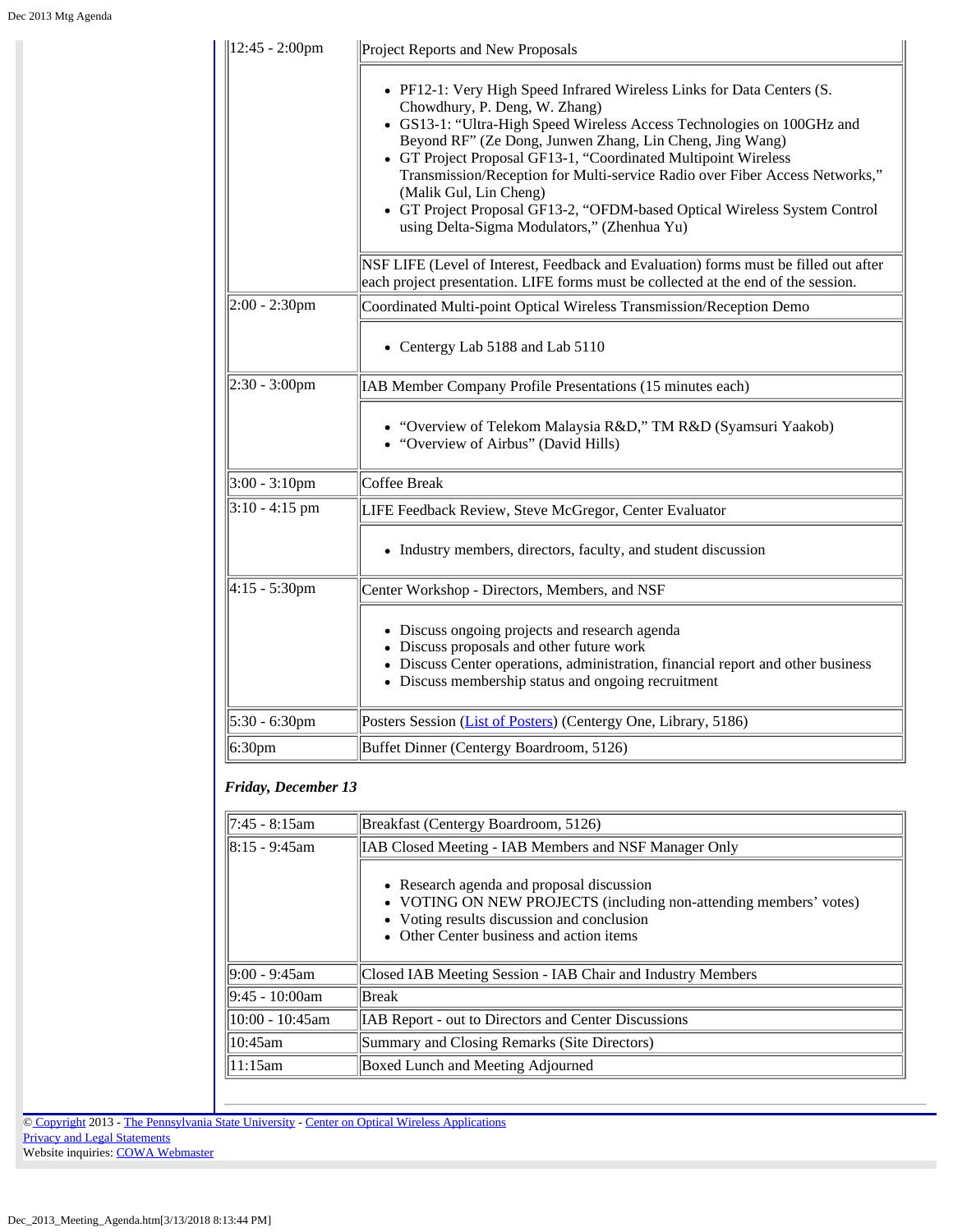| | |
|---|---|
| 12:45 - 2:00pm | Project Reports and New Proposals |
| | • PF12-1: Very High Speed Infrared Wireless Links for Data Centers (S. Chowdhury, P. Deng, W. Zhang)<br>• GS13-1: “Ultra-High Speed Wireless Access Technologies on 100GHz and Beyond RF” (Ze Dong, Junwen Zhang, Lin Cheng, Jing Wang)<br>• GT Project Proposal GF13-1, “Coordinated Multipoint Wireless Transmission/Reception for Multi-service Radio over Fiber Access Networks,” (Malik Gul, Lin Cheng)<br>• GT Project Proposal GF13-2, “OFDM-based Optical Wireless System Control using Delta-Sigma Modulators,” (Zhenhua Yu) |
| | NSF LIFE (Level of Interest, Feedback and Evaluation) forms must be filled out after each project presentation. LIFE forms must be collected at the end of the session. |
| 2:00 - 2:30pm | Coordinated Multi-point Optical Wireless Transmission/Reception Demo |
| | • Centergy Lab 5188 and Lab 5110 |
| 2:30 - 3:00pm | IAB Member Company Profile Presentations (15 minutes each) |
| | • “Overview of Telekom Malaysia R&D,” TM R&D (Syamsuri Yaakob)<br>• “Overview of Airbus” (David Hills) |
| 3:00 - 3:10pm | Coffee Break |
| 3:10 - 4:15 pm | LIFE Feedback Review, Steve McGregor, Center Evaluator |
| | • Industry members, directors, faculty, and student discussion |
| 4:15 - 5:30pm | Center Workshop - Directors, Members, and NSF |
| | • Discuss ongoing projects and research agenda<br>• Discuss proposals and other future work<br>• Discuss Center operations, administration, financial report and other business<br>• Discuss membership status and ongoing recruitment |
| 5:30 - 6:30pm | Posters Session (List of Posters) (Centergy One, Library, 5186) |
| 6:30pm | Buffet Dinner (Centergy Boardroom, 5126) |

***Friday, December 13***

| | |
|---|---|
| 7:45 - 8:15am | Breakfast (Centergy Boardroom, 5126) |
| 8:15 - 9:45am | IAB Closed Meeting - IAB Members and NSF Manager Only |
| | • Research agenda and proposal discussion<br>• VOTING ON NEW PROJECTS (including non-attending members’ votes)<br>• Voting results discussion and conclusion<br>• Other Center business and action items |
| 9:00 - 9:45am | Closed IAB Meeting Session - IAB Chair and Industry Members |
| 9:45 - 10:00am | Break |
| 10:00 - 10:45am | IAB Report - out to Directors and Center Discussions |
| 10:45am | Summary and Closing Remarks (Site Directors) |
| 11:15am | Boxed Lunch and Meeting Adjourned |

© Copyright 2013 - The Pennsylvania State University - Center on Optical Wireless Applications
Privacy and Legal Statements
Website inquiries: COWA Webmaster